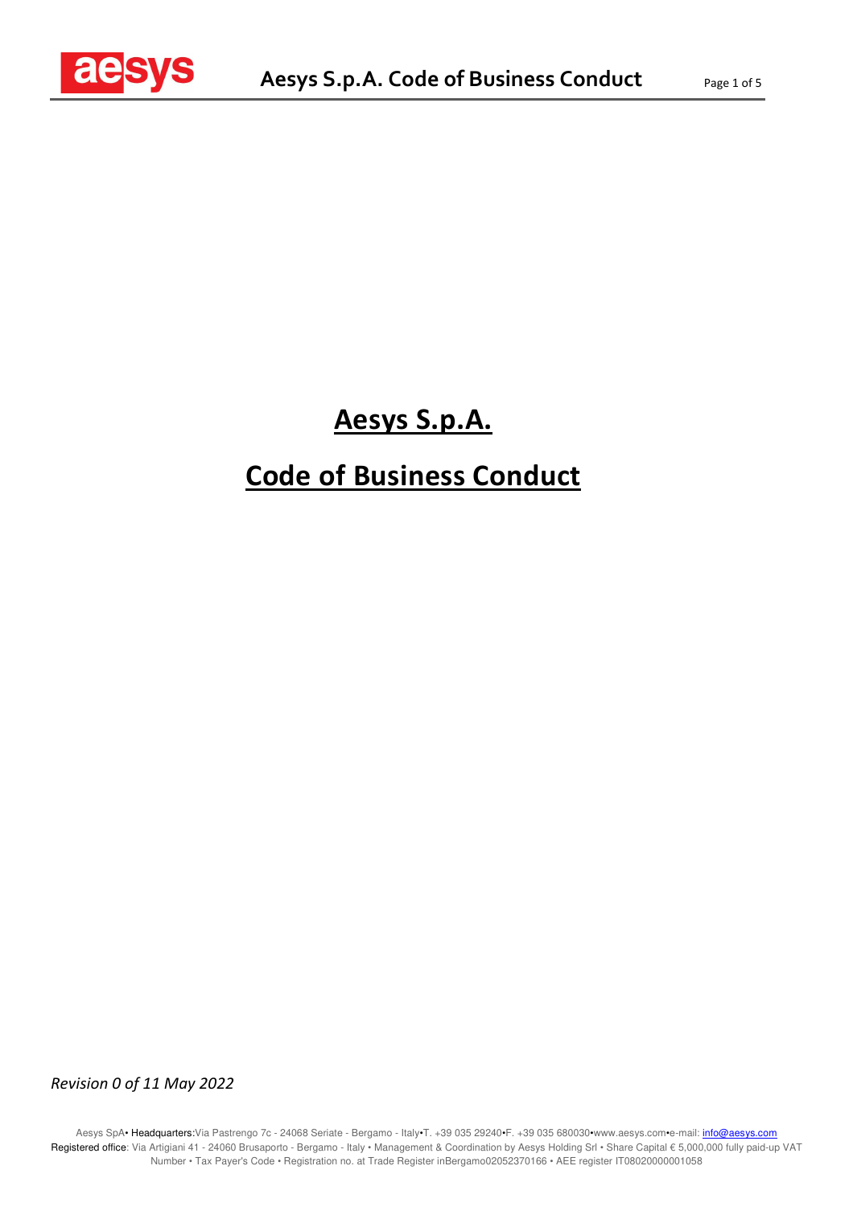# Aesys S.p.A.

# Code of Business Conduct

*Revision 0 of 11 May 2022*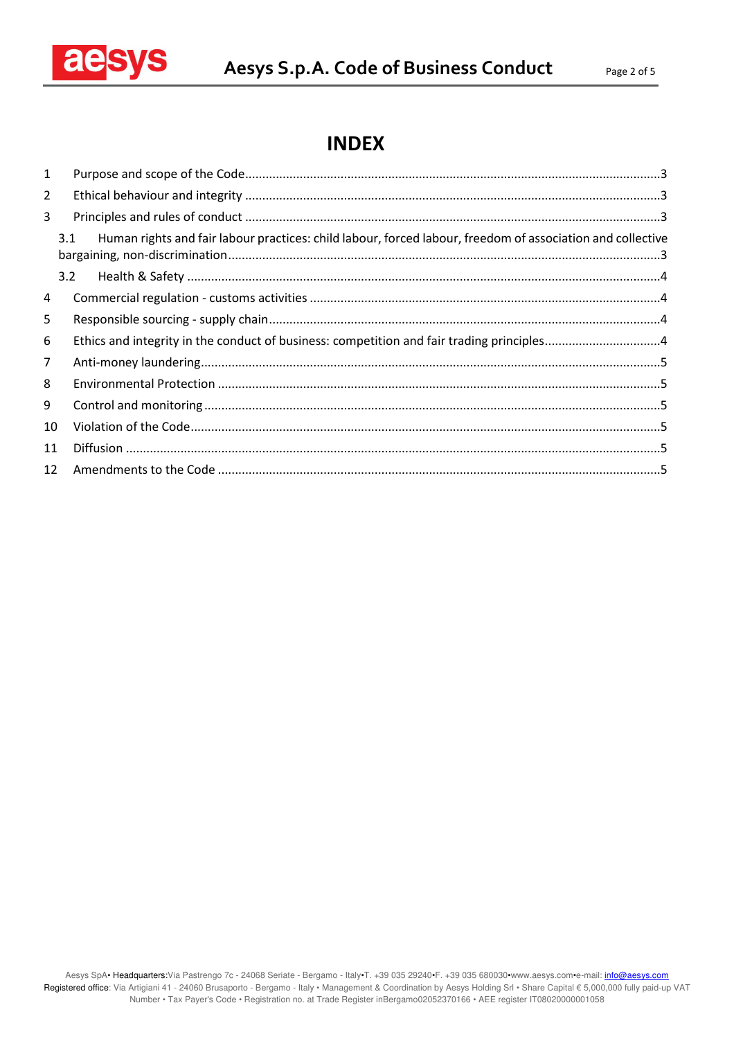# INDEX

| | | |
|---|---|---|
| 1 | Purpose and scope of the Code | 3 |
| 2 | Ethical behaviour and integrity | 3 |
| 3 | Principles and rules of conduct | 3 |
| 3.1 | Human rights and fair labour practices: child labour, forced labour, freedom of association and collective bargaining, non-discrimination | 3 |
| 3.2 | Health & Safety | 4 |
| 4 | Commercial regulation - customs activities | 4 |
| 5 | Responsible sourcing - supply chain | 4 |
| 6 | Ethics and integrity in the conduct of business: competition and fair trading principles | 4 |
| 7 | Anti-money laundering | 5 |
| 8 | Environmental Protection | 5 |
| 9 | Control and monitoring | 5 |
| 10 | Violation of the Code | 5 |
| 11 | Diffusion | 5 |
| 12 | Amendments to the Code | 5 |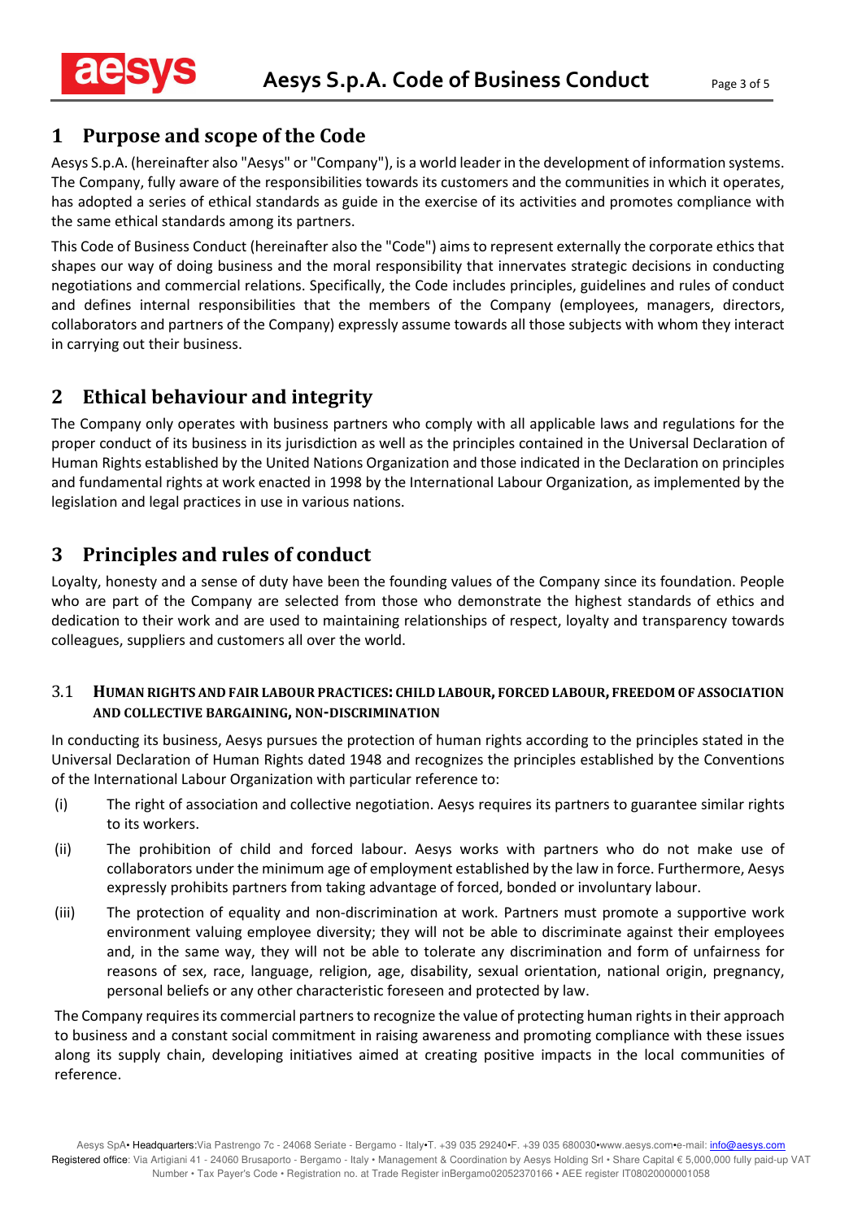# 1 Purpose and scope of the Code

Aesys S.p.A. (hereinafter also "Aesys" or "Company"), is a world leader in the development of information systems. The Company, fully aware of the responsibilities towards its customers and the communities in which it operates, has adopted a series of ethical standards as guide in the exercise of its activities and promotes compliance with the same ethical standards among its partners.

This Code of Business Conduct (hereinafter also the "Code") aims to represent externally the corporate ethics that shapes our way of doing business and the moral responsibility that innervates strategic decisions in conducting negotiations and commercial relations. Specifically, the Code includes principles, guidelines and rules of conduct and defines internal responsibilities that the members of the Company (employees, managers, directors, collaborators and partners of the Company) expressly assume towards all those subjects with whom they interact in carrying out their business.

# 2 Ethical behaviour and integrity

The Company only operates with business partners who comply with all applicable laws and regulations for the proper conduct of its business in its jurisdiction as well as the principles contained in the Universal Declaration of Human Rights established by the United Nations Organization and those indicated in the Declaration on principles and fundamental rights at work enacted in 1998 by the International Labour Organization, as implemented by the legislation and legal practices in use in various nations.

# 3 Principles and rules of conduct

Loyalty, honesty and a sense of duty have been the founding values of the Company since its foundation. People who are part of the Company are selected from those who demonstrate the highest standards of ethics and dedication to their work and are used to maintaining relationships of respect, loyalty and transparency towards colleagues, suppliers and customers all over the world.

## 3.1 Human rights and fair labour practices: child labour, forced labour, freedom of association and collective bargaining, non-discrimination

In conducting its business, Aesys pursues the protection of human rights according to the principles stated in the Universal Declaration of Human Rights dated 1948 and recognizes the principles established by the Conventions of the International Labour Organization with particular reference to:

(i) The right of association and collective negotiation. Aesys requires its partners to guarantee similar rights to its workers.

(ii) The prohibition of child and forced labour. Aesys works with partners who do not make use of collaborators under the minimum age of employment established by the law in force. Furthermore, Aesys expressly prohibits partners from taking advantage of forced, bonded or involuntary labour.

(iii) The protection of equality and non-discrimination at work. Partners must promote a supportive work environment valuing employee diversity; they will not be able to discriminate against their employees and, in the same way, they will not be able to tolerate any discrimination and form of unfairness for reasons of sex, race, language, religion, age, disability, sexual orientation, national origin, pregnancy, personal beliefs or any other characteristic foreseen and protected by law.

The Company requires its commercial partners to recognize the value of protecting human rights in their approach to business and a constant social commitment in raising awareness and promoting compliance with these issues along its supply chain, developing initiatives aimed at creating positive impacts in the local communities of reference.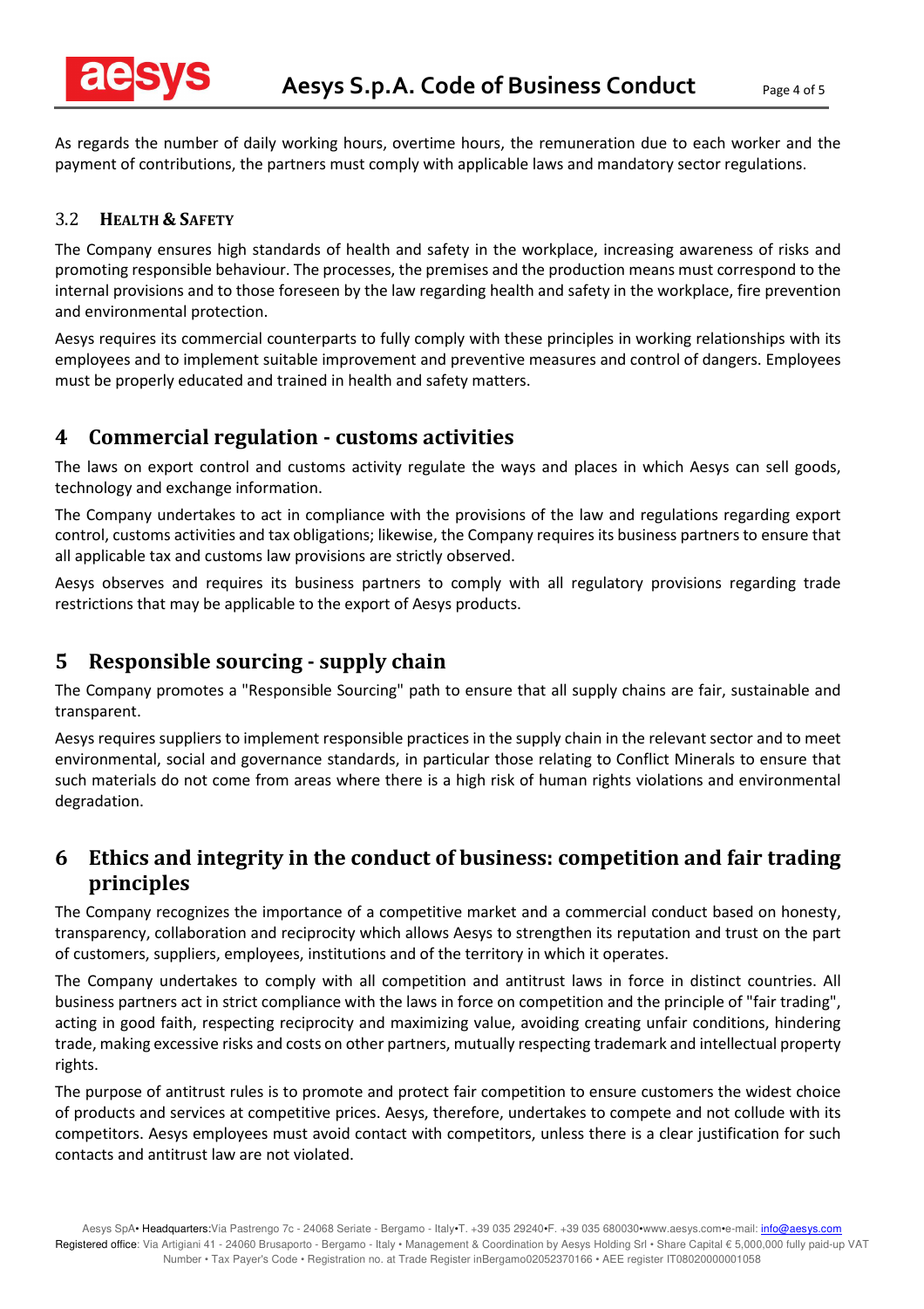As regards the number of daily working hours, overtime hours, the remuneration due to each worker and the payment of contributions, the partners must comply with applicable laws and mandatory sector regulations.

### 3.2 Health & Safety

The Company ensures high standards of health and safety in the workplace, increasing awareness of risks and promoting responsible behaviour. The processes, the premises and the production means must correspond to the internal provisions and to those foreseen by the law regarding health and safety in the workplace, fire prevention and environmental protection.

Aesys requires its commercial counterparts to fully comply with these principles in working relationships with its employees and to implement suitable improvement and preventive measures and control of dangers. Employees must be properly educated and trained in health and safety matters.

## 4 Commercial regulation - customs activities

The laws on export control and customs activity regulate the ways and places in which Aesys can sell goods, technology and exchange information.

The Company undertakes to act in compliance with the provisions of the law and regulations regarding export control, customs activities and tax obligations; likewise, the Company requires its business partners to ensure that all applicable tax and customs law provisions are strictly observed.

Aesys observes and requires its business partners to comply with all regulatory provisions regarding trade restrictions that may be applicable to the export of Aesys products.

## 5 Responsible sourcing - supply chain

The Company promotes a "Responsible Sourcing" path to ensure that all supply chains are fair, sustainable and transparent.

Aesys requires suppliers to implement responsible practices in the supply chain in the relevant sector and to meet environmental, social and governance standards, in particular those relating to Conflict Minerals to ensure that such materials do not come from areas where there is a high risk of human rights violations and environmental degradation.

## 6 Ethics and integrity in the conduct of business: competition and fair trading principles

The Company recognizes the importance of a competitive market and a commercial conduct based on honesty, transparency, collaboration and reciprocity which allows Aesys to strengthen its reputation and trust on the part of customers, suppliers, employees, institutions and of the territory in which it operates.

The Company undertakes to comply with all competition and antitrust laws in force in distinct countries. All business partners act in strict compliance with the laws in force on competition and the principle of "fair trading", acting in good faith, respecting reciprocity and maximizing value, avoiding creating unfair conditions, hindering trade, making excessive risks and costs on other partners, mutually respecting trademark and intellectual property rights.

The purpose of antitrust rules is to promote and protect fair competition to ensure customers the widest choice of products and services at competitive prices. Aesys, therefore, undertakes to compete and not collude with its competitors. Aesys employees must avoid contact with competitors, unless there is a clear justification for such contacts and antitrust law are not violated.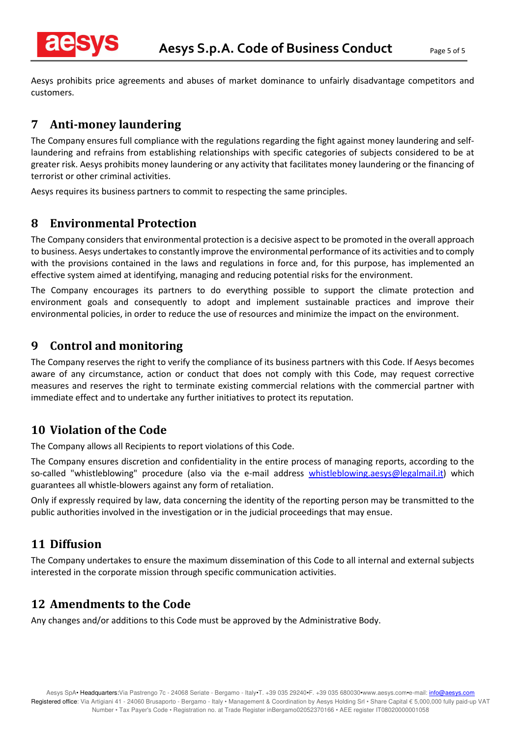Aesys prohibits price agreements and abuses of market dominance to unfairly disadvantage competitors and customers.

## 7 Anti-money laundering

The Company ensures full compliance with the regulations regarding the fight against money laundering and self-laundering and refrains from establishing relationships with specific categories of subjects considered to be at greater risk. Aesys prohibits money laundering or any activity that facilitates money laundering or the financing of terrorist or other criminal activities.

Aesys requires its business partners to commit to respecting the same principles.

## 8 Environmental Protection

The Company considers that environmental protection is a decisive aspect to be promoted in the overall approach to business. Aesys undertakes to constantly improve the environmental performance of its activities and to comply with the provisions contained in the laws and regulations in force and, for this purpose, has implemented an effective system aimed at identifying, managing and reducing potential risks for the environment.

The Company encourages its partners to do everything possible to support the climate protection and environment goals and consequently to adopt and implement sustainable practices and improve their environmental policies, in order to reduce the use of resources and minimize the impact on the environment.

## 9 Control and monitoring

The Company reserves the right to verify the compliance of its business partners with this Code. If Aesys becomes aware of any circumstance, action or conduct that does not comply with this Code, may request corrective measures and reserves the right to terminate existing commercial relations with the commercial partner with immediate effect and to undertake any further initiatives to protect its reputation.

## 10 Violation of the Code

The Company allows all Recipients to report violations of this Code.

The Company ensures discretion and confidentiality in the entire process of managing reports, according to the so-called "whistleblowing" procedure (also via the e-mail address whistleblowing.aesys@legalmail.it) which guarantees all whistle-blowers against any form of retaliation.

Only if expressly required by law, data concerning the identity of the reporting person may be transmitted to the public authorities involved in the investigation or in the judicial proceedings that may ensue.

## 11 Diffusion

The Company undertakes to ensure the maximum dissemination of this Code to all internal and external subjects interested in the corporate mission through specific communication activities.

## 12 Amendments to the Code

Any changes and/or additions to this Code must be approved by the Administrative Body.